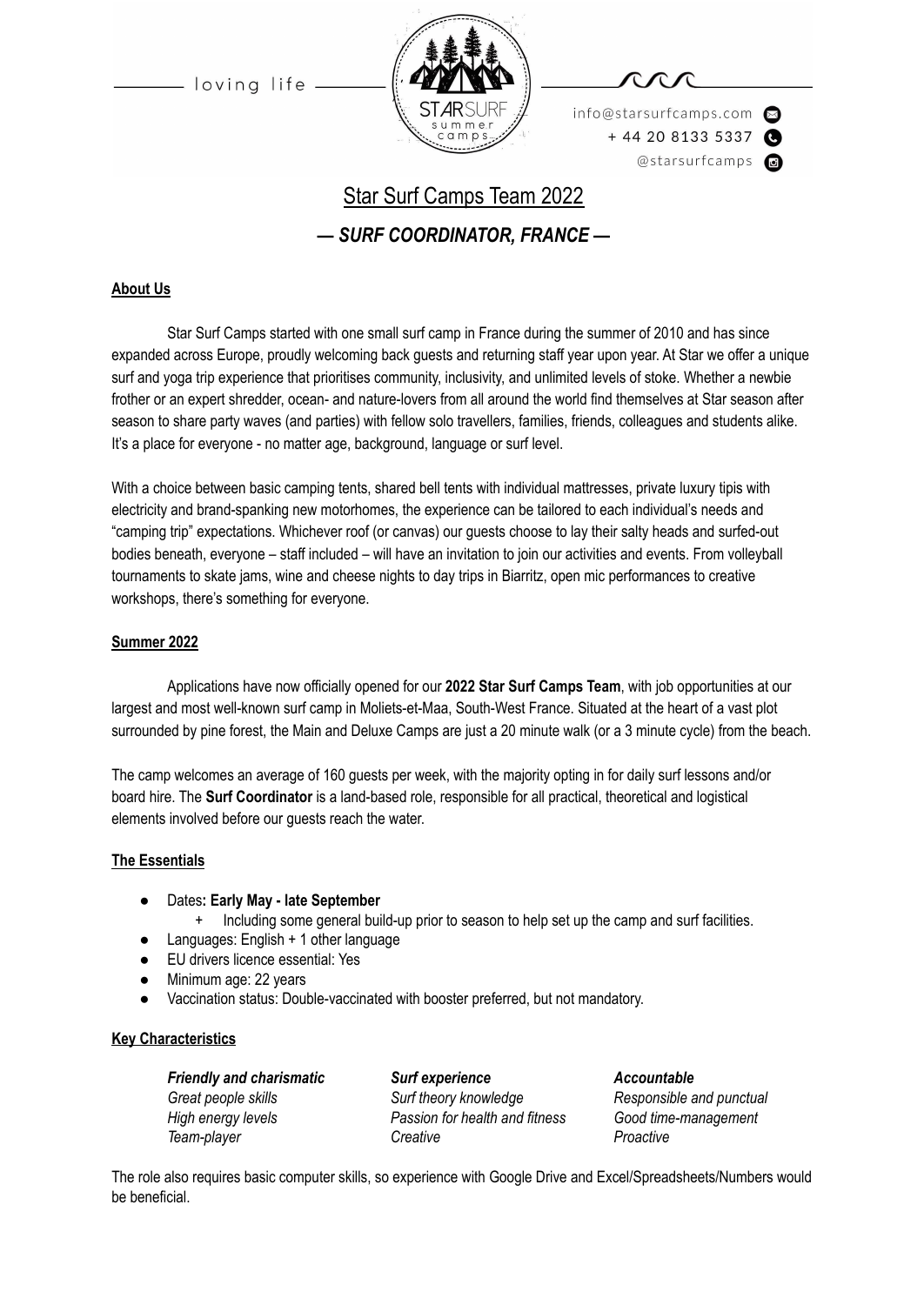loving life

info@starsurfcamps.com
+ 44 20 8133 5337
@starsurfcamps

# Star Surf Camps Team 2022

## *— SURF COORDINATOR, FRANCE —*

### About Us

Star Surf Camps started with one small surf camp in France during the summer of 2010 and has since expanded across Europe, proudly welcoming back guests and returning staff year upon year. At Star we offer a unique surf and yoga trip experience that prioritises community, inclusivity, and unlimited levels of stoke. Whether a newbie frother or an expert shredder, ocean- and nature-lovers from all around the world find themselves at Star season after season to share party waves (and parties) with fellow solo travellers, families, friends, colleagues and students alike. It's a place for everyone - no matter age, background, language or surf level.

With a choice between basic camping tents, shared bell tents with individual mattresses, private luxury tipis with electricity and brand-spanking new motorhomes, the experience can be tailored to each individual's needs and "camping trip" expectations. Whichever roof (or canvas) our guests choose to lay their salty heads and surfed-out bodies beneath, everyone – staff included – will have an invitation to join our activities and events. From volleyball tournaments to skate jams, wine and cheese nights to day trips in Biarritz, open mic performances to creative workshops, there's something for everyone.

### Summer 2022

Applications have now officially opened for our **2022 Star Surf Camps Team**, with job opportunities at our largest and most well-known surf camp in Moliets-et-Maa, South-West France. Situated at the heart of a vast plot surrounded by pine forest, the Main and Deluxe Camps are just a 20 minute walk (or a 3 minute cycle) from the beach.

The camp welcomes an average of 160 guests per week, with the majority opting in for daily surf lessons and/or board hire. The **Surf Coordinator** is a land-based role, responsible for all practical, theoretical and logistical elements involved before our guests reach the water.

### The Essentials

- Dates**: Early May - late September**
  - Including some general build-up prior to season to help set up the camp and surf facilities.
- Languages: English + 1 other language
- EU drivers licence essential: Yes
- Minimum age: 22 years
- Vaccination status: Double-vaccinated with booster preferred, but not mandatory.

### Key Characteristics

| ***Friendly and charismatic*** | ***Surf experience*** | ***Accountable*** |
| --- | --- | --- |
| *Great people skills* | *Surf theory knowledge* | *Responsible and punctual* |
| *High energy levels* | *Passion for health and fitness* | *Good time-management* |
| *Team-player* | *Creative* | *Proactive* |

The role also requires basic computer skills, so experience with Google Drive and Excel/Spreadsheets/Numbers would be beneficial.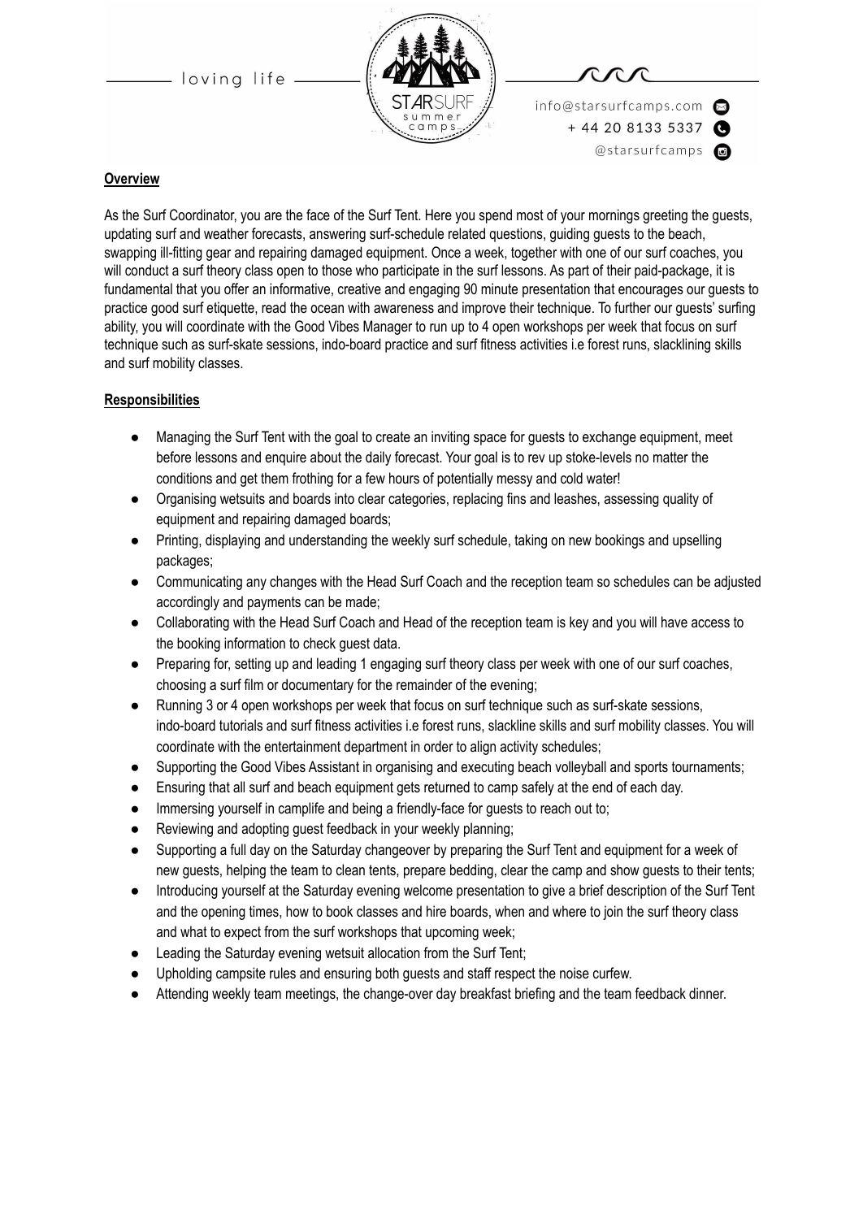**Overview**

As the Surf Coordinator, you are the face of the Surf Tent. Here you spend most of your mornings greeting the guests, updating surf and weather forecasts, answering surf-schedule related questions, guiding guests to the beach, swapping ill-fitting gear and repairing damaged equipment. Once a week, together with one of our surf coaches, you will conduct a surf theory class open to those who participate in the surf lessons. As part of their paid-package, it is fundamental that you offer an informative, creative and engaging 90 minute presentation that encourages our guests to practice good surf etiquette, read the ocean with awareness and improve their technique. To further our guests' surfing ability, you will coordinate with the Good Vibes Manager to run up to 4 open workshops per week that focus on surf technique such as surf-skate sessions, indo-board practice and surf fitness activities i.e forest runs, slacklining skills and surf mobility classes.

**Responsibilities**

- Managing the Surf Tent with the goal to create an inviting space for guests to exchange equipment, meet before lessons and enquire about the daily forecast. Your goal is to rev up stoke-levels no matter the conditions and get them frothing for a few hours of potentially messy and cold water!
- Organising wetsuits and boards into clear categories, replacing fins and leashes, assessing quality of equipment and repairing damaged boards;
- Printing, displaying and understanding the weekly surf schedule, taking on new bookings and upselling packages;
- Communicating any changes with the Head Surf Coach and the reception team so schedules can be adjusted accordingly and payments can be made;
- Collaborating with the Head Surf Coach and Head of the reception team is key and you will have access to the booking information to check guest data.
- Preparing for, setting up and leading 1 engaging surf theory class per week with one of our surf coaches, choosing a surf film or documentary for the remainder of the evening;
- Running 3 or 4 open workshops per week that focus on surf technique such as surf-skate sessions, indo-board tutorials and surf fitness activities i.e forest runs, slackline skills and surf mobility classes. You will coordinate with the entertainment department in order to align activity schedules;
- Supporting the Good Vibes Assistant in organising and executing beach volleyball and sports tournaments;
- Ensuring that all surf and beach equipment gets returned to camp safely at the end of each day.
- Immersing yourself in camplife and being a friendly-face for guests to reach out to;
- Reviewing and adopting guest feedback in your weekly planning;
- Supporting a full day on the Saturday changeover by preparing the Surf Tent and equipment for a week of new guests, helping the team to clean tents, prepare bedding, clear the camp and show guests to their tents;
- Introducing yourself at the Saturday evening welcome presentation to give a brief description of the Surf Tent and the opening times, how to book classes and hire boards, when and where to join the surf theory class and what to expect from the surf workshops that upcoming week;
- Leading the Saturday evening wetsuit allocation from the Surf Tent;
- Upholding campsite rules and ensuring both guests and staff respect the noise curfew.
- Attending weekly team meetings, the change-over day breakfast briefing and the team feedback dinner.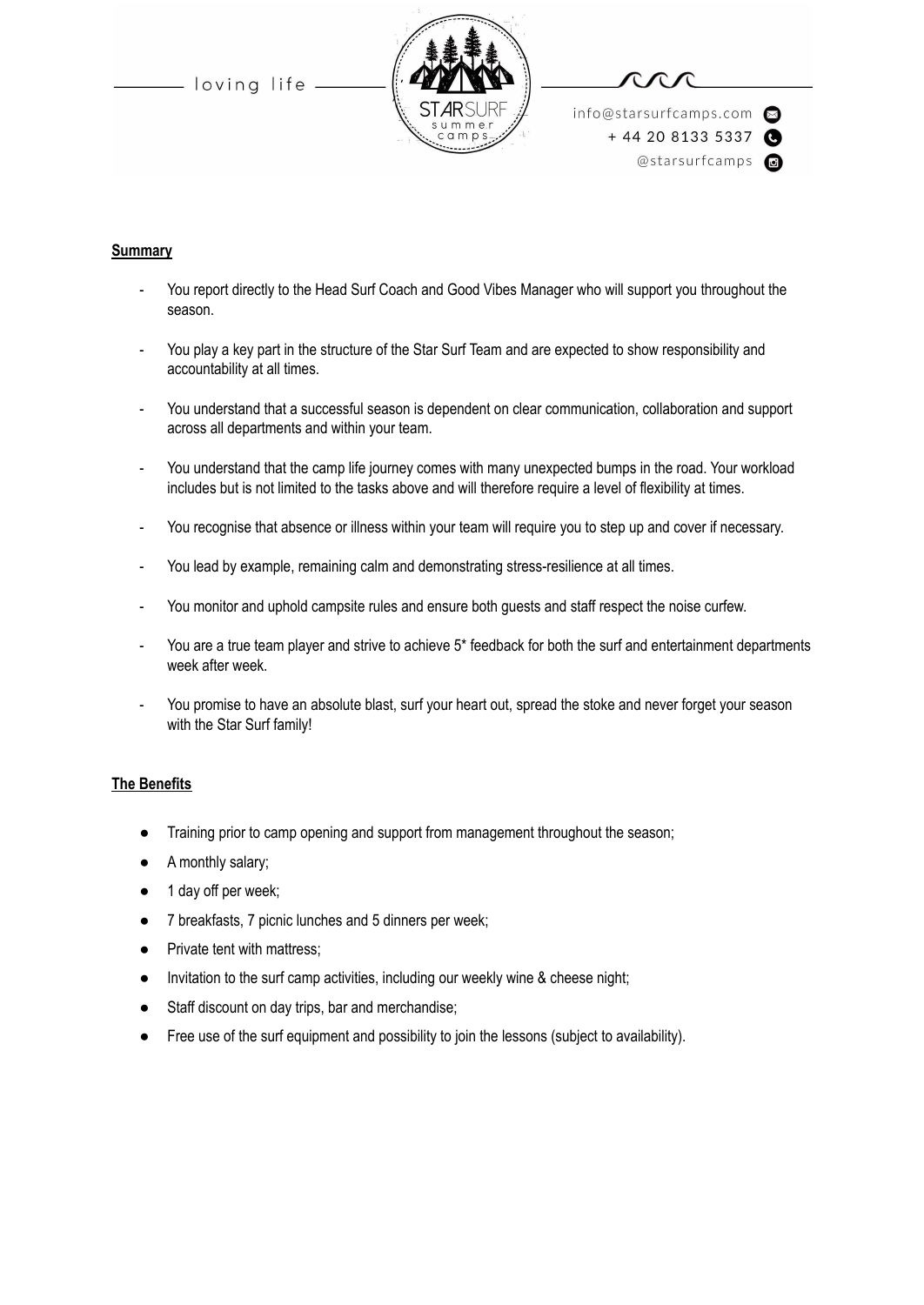## Summary

- You report directly to the Head Surf Coach and Good Vibes Manager who will support you throughout the season.
- You play a key part in the structure of the Star Surf Team and are expected to show responsibility and accountability at all times.
- You understand that a successful season is dependent on clear communication, collaboration and support across all departments and within your team.
- You understand that the camp life journey comes with many unexpected bumps in the road. Your workload includes but is not limited to the tasks above and will therefore require a level of flexibility at times.
- You recognise that absence or illness within your team will require you to step up and cover if necessary.
- You lead by example, remaining calm and demonstrating stress-resilience at all times.
- You monitor and uphold campsite rules and ensure both guests and staff respect the noise curfew.
- You are a true team player and strive to achieve 5* feedback for both the surf and entertainment departments week after week.
- You promise to have an absolute blast, surf your heart out, spread the stoke and never forget your season with the Star Surf family!

## The Benefits

- Training prior to camp opening and support from management throughout the season;
- A monthly salary;
- 1 day off per week;
- 7 breakfasts, 7 picnic lunches and 5 dinners per week;
- Private tent with mattress;
- Invitation to the surf camp activities, including our weekly wine & cheese night;
- Staff discount on day trips, bar and merchandise;
- Free use of the surf equipment and possibility to join the lessons (subject to availability).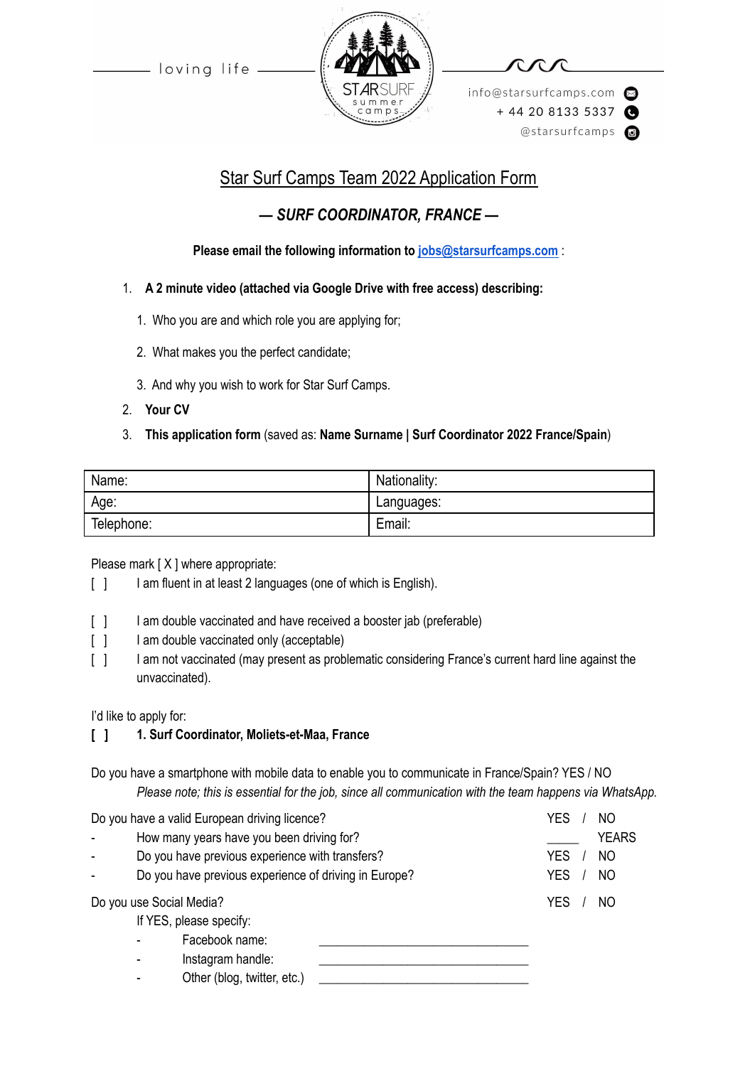loving life

info@starsurfcamps.com
+ 44 20 8133 5337
@starsurfcamps

# Star Surf Camps Team 2022 Application Form

## *— SURF COORDINATOR, FRANCE —*

**Please email the following information to jobs@starsurfcamps.com** :

1. **A 2 minute video (attached via Google Drive with free access) describing:**
    1. Who you are and which role you are applying for;
    2. What makes you the perfect candidate;
    3. And why you wish to work for Star Surf Camps.
2. **Your CV**
3. **This application form** (saved as: **Name Surname | Surf Coordinator 2022 France/Spain**)

| Name: | Nationality: |
|---|---|
| Age: | Languages: |
| Telephone: | Email: |

Please mark [ X ] where appropriate:

[ ] I am fluent in at least 2 languages (one of which is English).

[ ] I am double vaccinated and have received a booster jab (preferable)

[ ] I am double vaccinated only (acceptable)

[ ] I am not vaccinated (may present as problematic considering France's current hard line against the unvaccinated).

I'd like to apply for:

**[ ] 1. Surf Coordinator, Moliets-et-Maa, France**

Do you have a smartphone with mobile data to enable you to communicate in France/Spain? YES / NO

*Please note; this is essential for the job, since all communication with the team happens via WhatsApp.*

Do you have a valid European driving licence? YES / NO

- How many years have you been driving for? _____ YEARS
- Do you have previous experience with transfers? YES / NO
- Do you have previous experience of driving in Europe? YES / NO

Do you use Social Media? YES / NO

If YES, please specify:

- Facebook name: ______________________________
- Instagram handle: ______________________________
- Other (blog, twitter, etc.) ______________________________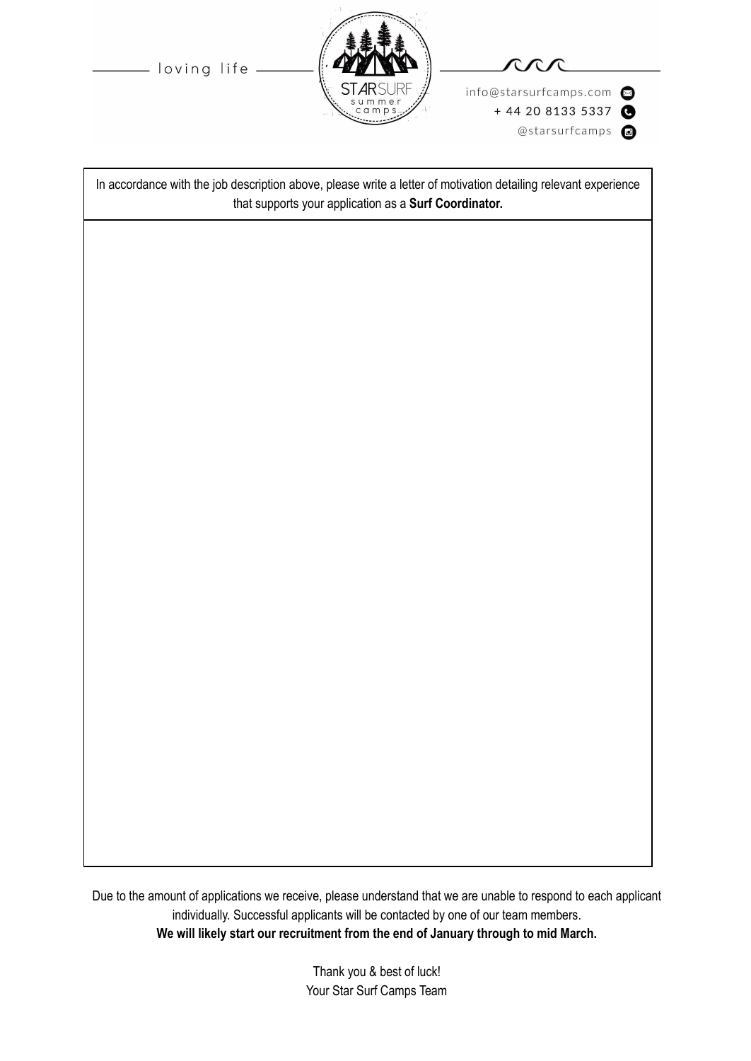loving life

STARSURF summer camps

info@starsurfcamps.com

+ 44 20 8133 5337

@starsurfcamps

| In accordance with the job description above, please write a letter of motivation detailing relevant experience that supports your application as a **Surf Coordinator.** |
| --- |
| |

Due to the amount of applications we receive, please understand that we are unable to respond to each applicant individually. Successful applicants will be contacted by one of our team members.

**We will likely start our recruitment from the end of January through to mid March.**

Thank you & best of luck!

Your Star Surf Camps Team